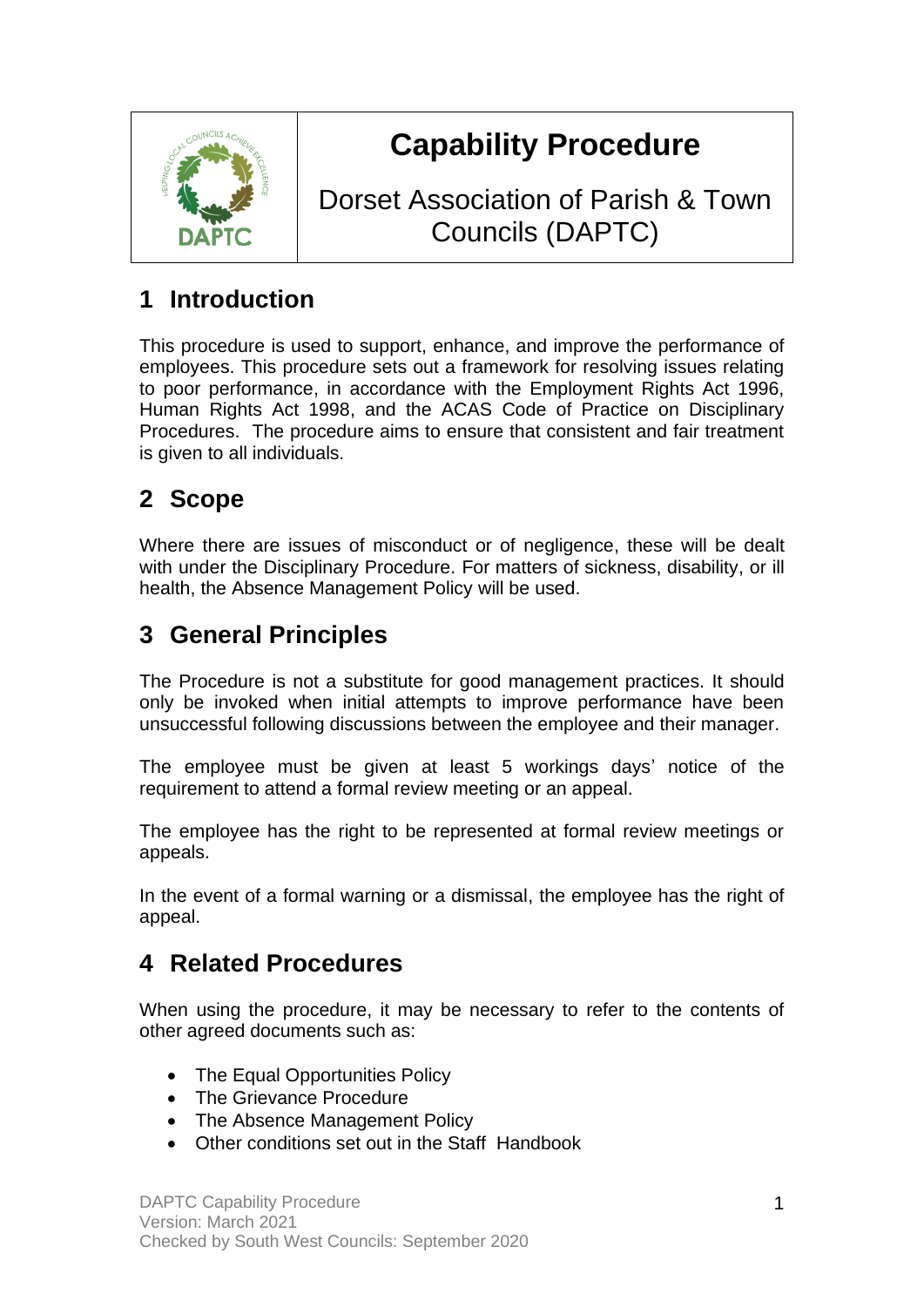# Capability Procedure

Dorset Association of Parish & Town Councils (DAPTC)

## 1 Introduction

This procedure is used to support, enhance, and improve the performance of employees. This procedure sets out a framework for resolving issues relating to poor performance, in accordance with the Employment Rights Act 1996, Human Rights Act 1998, and the ACAS Code of Practice on Disciplinary Procedures. The procedure aims to ensure that consistent and fair treatment is given to all individuals.

## 2 Scope

Where there are issues of misconduct or of negligence, these will be dealt with under the Disciplinary Procedure. For matters of sickness, disability, or ill health, the Absence Management Policy will be used.

## 3 General Principles

The Procedure is not a substitute for good management practices. It should only be invoked when initial attempts to improve performance have been unsuccessful following discussions between the employee and their manager.

The employee must be given at least 5 workings days' notice of the requirement to attend a formal review meeting or an appeal.

The employee has the right to be represented at formal review meetings or appeals.

In the event of a formal warning or a dismissal, the employee has the right of appeal.

## 4 Related Procedures

When using the procedure, it may be necessary to refer to the contents of other agreed documents such as:

- The Equal Opportunities Policy
- The Grievance Procedure
- The Absence Management Policy
- Other conditions set out in the Staff Handbook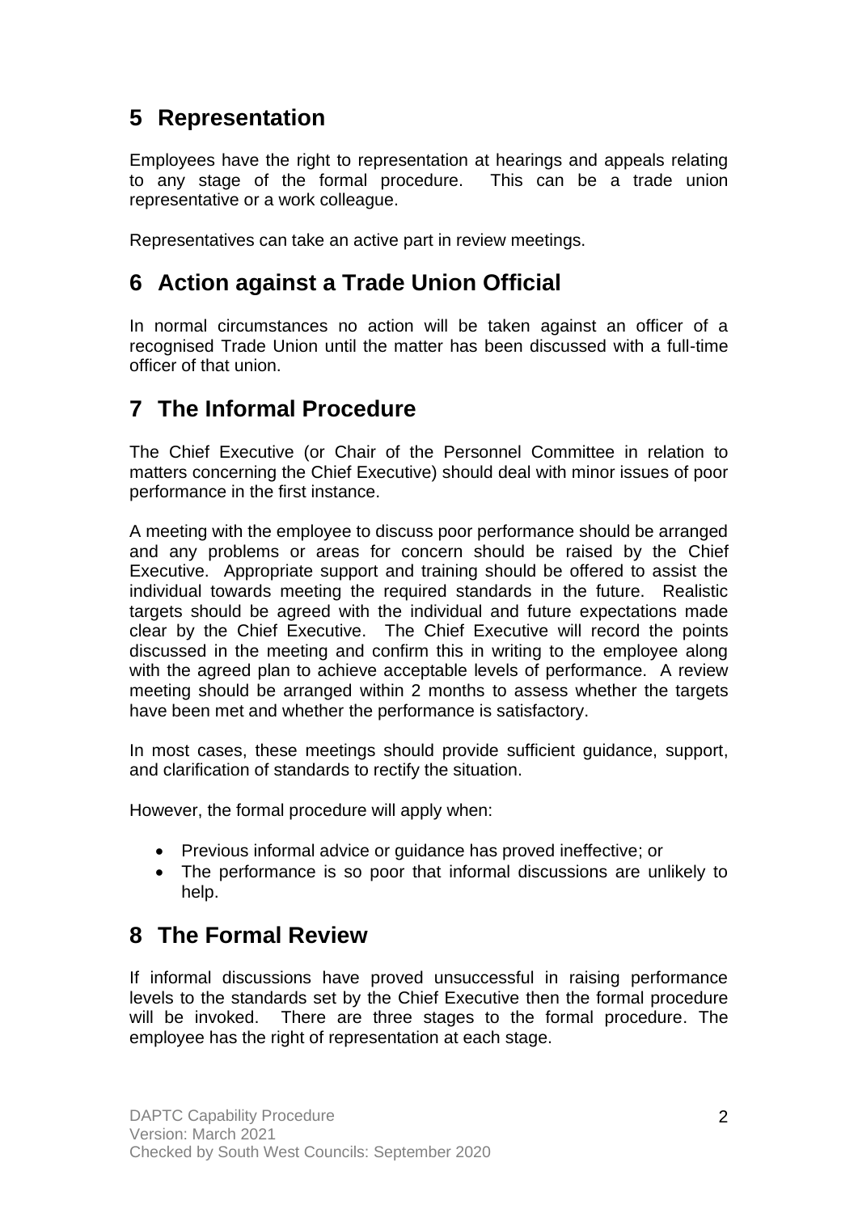## 5 Representation

Employees have the right to representation at hearings and appeals relating to any stage of the formal procedure. This can be a trade union representative or a work colleague.

Representatives can take an active part in review meetings.

## 6 Action against a Trade Union Official

In normal circumstances no action will be taken against an officer of a recognised Trade Union until the matter has been discussed with a full-time officer of that union.

## 7 The Informal Procedure

The Chief Executive (or Chair of the Personnel Committee in relation to matters concerning the Chief Executive) should deal with minor issues of poor performance in the first instance.

A meeting with the employee to discuss poor performance should be arranged and any problems or areas for concern should be raised by the Chief Executive. Appropriate support and training should be offered to assist the individual towards meeting the required standards in the future. Realistic targets should be agreed with the individual and future expectations made clear by the Chief Executive. The Chief Executive will record the points discussed in the meeting and confirm this in writing to the employee along with the agreed plan to achieve acceptable levels of performance. A review meeting should be arranged within 2 months to assess whether the targets have been met and whether the performance is satisfactory.

In most cases, these meetings should provide sufficient guidance, support, and clarification of standards to rectify the situation.

However, the formal procedure will apply when:

- Previous informal advice or guidance has proved ineffective; or
- The performance is so poor that informal discussions are unlikely to help.

## 8 The Formal Review

If informal discussions have proved unsuccessful in raising performance levels to the standards set by the Chief Executive then the formal procedure will be invoked. There are three stages to the formal procedure. The employee has the right of representation at each stage.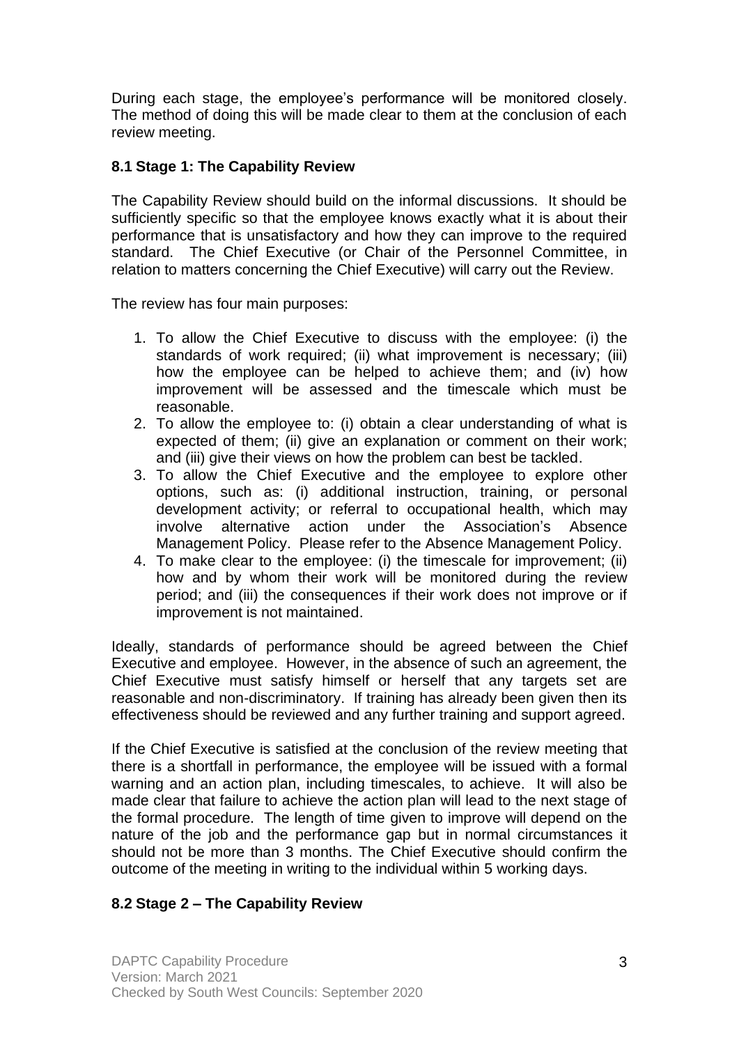During each stage, the employee's performance will be monitored closely. The method of doing this will be made clear to them at the conclusion of each review meeting.

### 8.1 Stage 1: The Capability Review

The Capability Review should build on the informal discussions. It should be sufficiently specific so that the employee knows exactly what it is about their performance that is unsatisfactory and how they can improve to the required standard. The Chief Executive (or Chair of the Personnel Committee, in relation to matters concerning the Chief Executive) will carry out the Review.

The review has four main purposes:

1. To allow the Chief Executive to discuss with the employee: (i) the standards of work required; (ii) what improvement is necessary; (iii) how the employee can be helped to achieve them; and (iv) how improvement will be assessed and the timescale which must be reasonable.
2. To allow the employee to: (i) obtain a clear understanding of what is expected of them; (ii) give an explanation or comment on their work; and (iii) give their views on how the problem can best be tackled.
3. To allow the Chief Executive and the employee to explore other options, such as: (i) additional instruction, training, or personal development activity; or referral to occupational health, which may involve alternative action under the Association's Absence Management Policy. Please refer to the Absence Management Policy.
4. To make clear to the employee: (i) the timescale for improvement; (ii) how and by whom their work will be monitored during the review period; and (iii) the consequences if their work does not improve or if improvement is not maintained.

Ideally, standards of performance should be agreed between the Chief Executive and employee. However, in the absence of such an agreement, the Chief Executive must satisfy himself or herself that any targets set are reasonable and non-discriminatory. If training has already been given then its effectiveness should be reviewed and any further training and support agreed.

If the Chief Executive is satisfied at the conclusion of the review meeting that there is a shortfall in performance, the employee will be issued with a formal warning and an action plan, including timescales, to achieve. It will also be made clear that failure to achieve the action plan will lead to the next stage of the formal procedure. The length of time given to improve will depend on the nature of the job and the performance gap but in normal circumstances it should not be more than 3 months. The Chief Executive should confirm the outcome of the meeting in writing to the individual within 5 working days.

### 8.2 Stage 2 – The Capability Review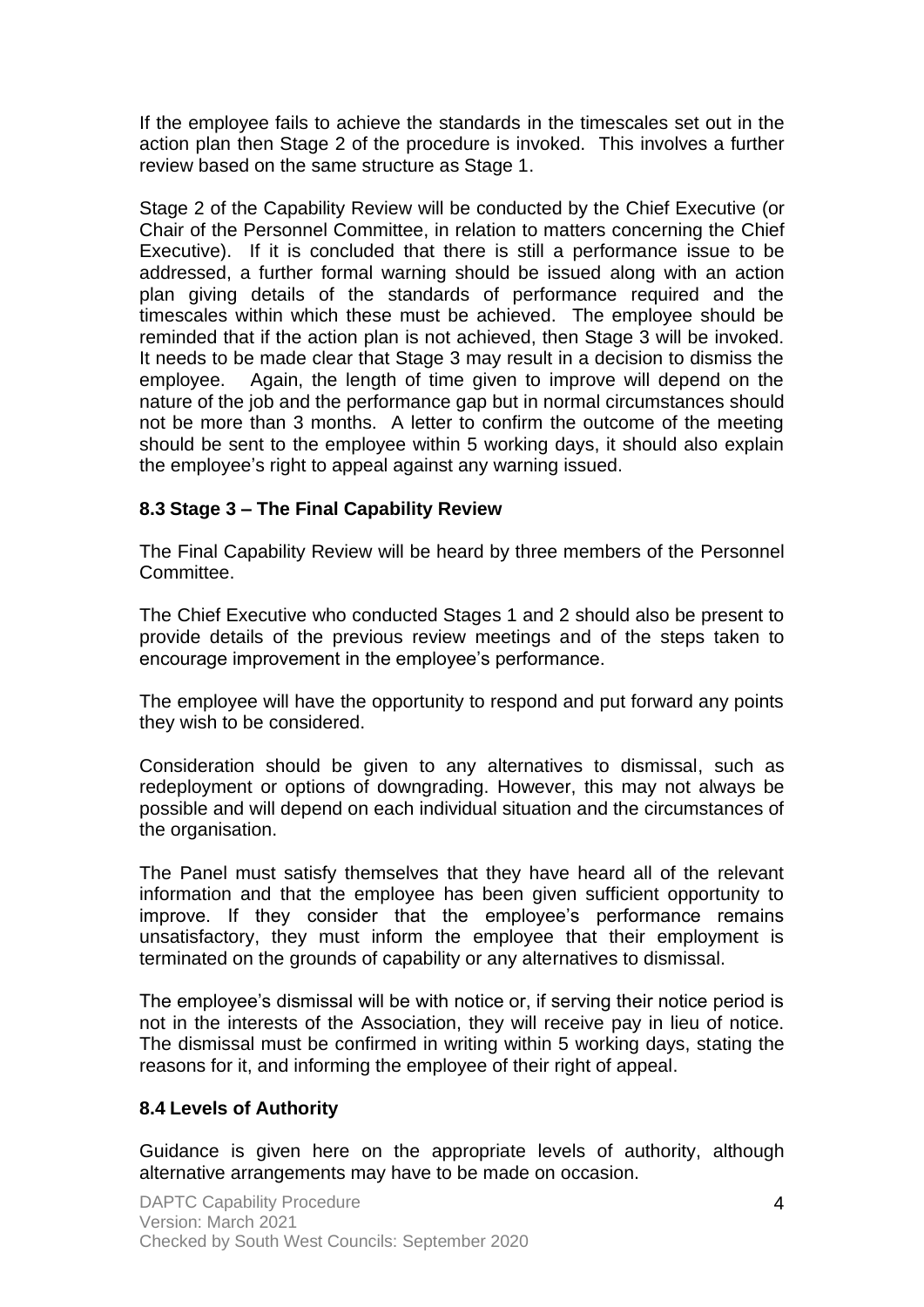If the employee fails to achieve the standards in the timescales set out in the action plan then Stage 2 of the procedure is invoked. This involves a further review based on the same structure as Stage 1.

Stage 2 of the Capability Review will be conducted by the Chief Executive (or Chair of the Personnel Committee, in relation to matters concerning the Chief Executive). If it is concluded that there is still a performance issue to be addressed, a further formal warning should be issued along with an action plan giving details of the standards of performance required and the timescales within which these must be achieved. The employee should be reminded that if the action plan is not achieved, then Stage 3 will be invoked. It needs to be made clear that Stage 3 may result in a decision to dismiss the employee. Again, the length of time given to improve will depend on the nature of the job and the performance gap but in normal circumstances should not be more than 3 months. A letter to confirm the outcome of the meeting should be sent to the employee within 5 working days, it should also explain the employee's right to appeal against any warning issued.

### 8.3 Stage 3 – The Final Capability Review

The Final Capability Review will be heard by three members of the Personnel Committee.

The Chief Executive who conducted Stages 1 and 2 should also be present to provide details of the previous review meetings and of the steps taken to encourage improvement in the employee's performance.

The employee will have the opportunity to respond and put forward any points they wish to be considered.

Consideration should be given to any alternatives to dismissal, such as redeployment or options of downgrading. However, this may not always be possible and will depend on each individual situation and the circumstances of the organisation.

The Panel must satisfy themselves that they have heard all of the relevant information and that the employee has been given sufficient opportunity to improve. If they consider that the employee's performance remains unsatisfactory, they must inform the employee that their employment is terminated on the grounds of capability or any alternatives to dismissal.

The employee's dismissal will be with notice or, if serving their notice period is not in the interests of the Association, they will receive pay in lieu of notice. The dismissal must be confirmed in writing within 5 working days, stating the reasons for it, and informing the employee of their right of appeal.

### 8.4 Levels of Authority

Guidance is given here on the appropriate levels of authority, although alternative arrangements may have to be made on occasion.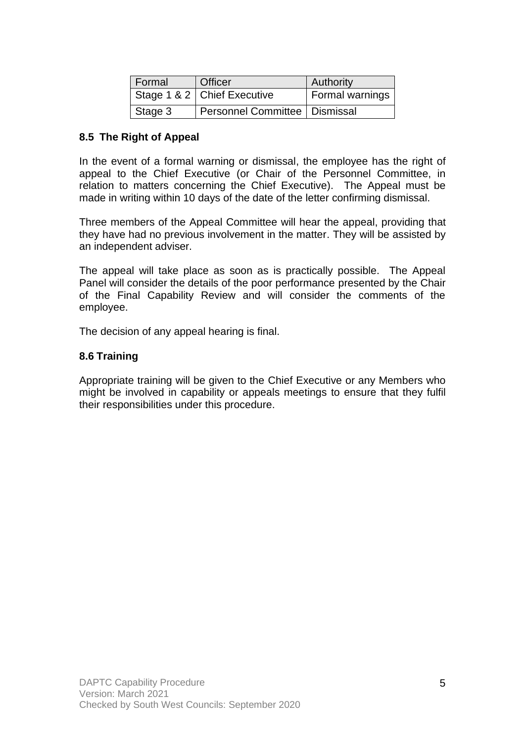| Formal | Officer | Authority |
| --- | --- | --- |
| Stage 1 & 2 | Chief Executive | Formal warnings |
| Stage 3 | Personnel Committee | Dismissal |

### 8.5 The Right of Appeal

In the event of a formal warning or dismissal, the employee has the right of appeal to the Chief Executive (or Chair of the Personnel Committee, in relation to matters concerning the Chief Executive). The Appeal must be made in writing within 10 days of the date of the letter confirming dismissal.

Three members of the Appeal Committee will hear the appeal, providing that they have had no previous involvement in the matter. They will be assisted by an independent adviser.

The appeal will take place as soon as is practically possible. The Appeal Panel will consider the details of the poor performance presented by the Chair of the Final Capability Review and will consider the comments of the employee.

The decision of any appeal hearing is final.

### 8.6 Training

Appropriate training will be given to the Chief Executive or any Members who might be involved in capability or appeals meetings to ensure that they fulfil their responsibilities under this procedure.